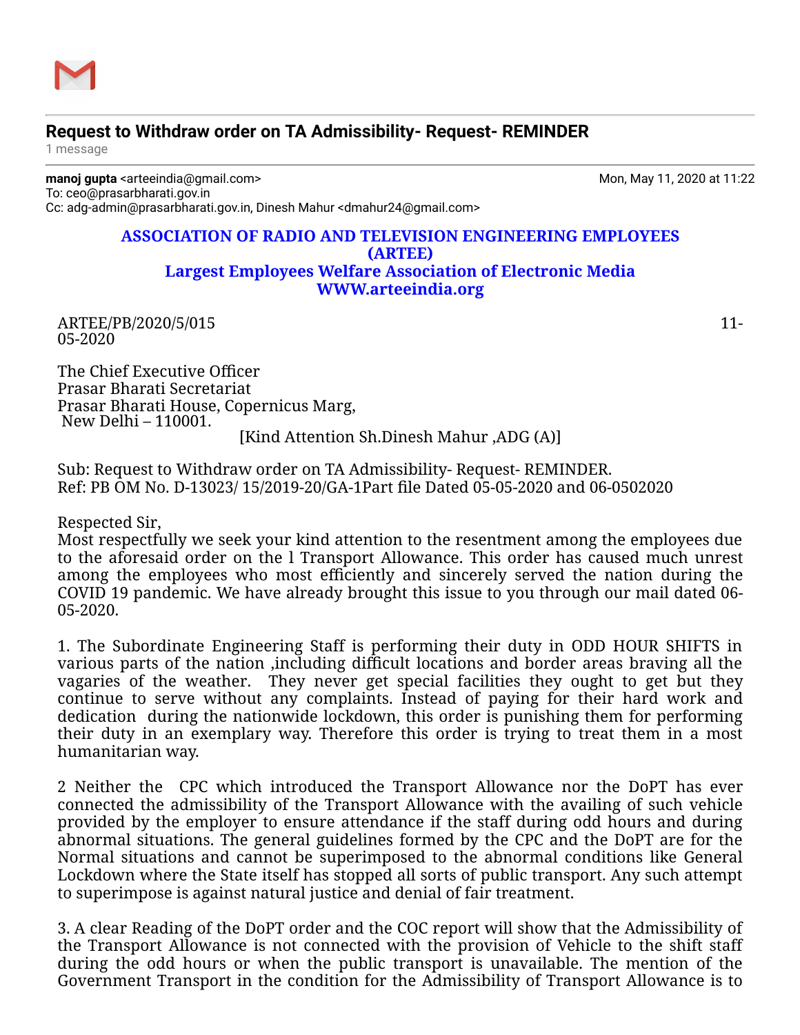## Request to Withdraw order on TA Admissibility- Request- REMINDER

1 message

**manoj gupta** <arteeindia@gmail.com> Mon, May 11, 2020 at 11:22
To: ceo@prasarbharati.gov.in
Cc: adg-admin@prasarbharati.gov.in, Dinesh Mahur <dmahur24@gmail.com>

**ASSOCIATION OF RADIO AND TELEVISION ENGINEERING EMPLOYEES (ARTEE)**
**Largest Employees Welfare Association of Electronic Media**
**WWW.arteeindia.org**

ARTEE/PB/2020/5/015 11-05-2020

The Chief Executive Officer
Prasar Bharati Secretariat
Prasar Bharati House, Copernicus Marg,
New Delhi – 110001.
[Kind Attention Sh.Dinesh Mahur ,ADG (A)]

Sub: Request to Withdraw order on TA Admissibility- Request- REMINDER.
Ref: PB OM No. D-13023/ 15/2019-20/GA-1Part file Dated 05-05-2020 and 06-0502020

Respected Sir,
Most respectfully we seek your kind attention to the resentment among the employees due to the aforesaid order on the l Transport Allowance. This order has caused much unrest among the employees who most efficiently and sincerely served the nation during the COVID 19 pandemic. We have already brought this issue to you through our mail dated 06-05-2020.

1. The Subordinate Engineering Staff is performing their duty in ODD HOUR SHIFTS in various parts of the nation ,including difficult locations and border areas braving all the vagaries of the weather. They never get special facilities they ought to get but they continue to serve without any complaints. Instead of paying for their hard work and dedication during the nationwide lockdown, this order is punishing them for performing their duty in an exemplary way. Therefore this order is trying to treat them in a most humanitarian way.

2 Neither the CPC which introduced the Transport Allowance nor the DoPT has ever connected the admissibility of the Transport Allowance with the availing of such vehicle provided by the employer to ensure attendance if the staff during odd hours and during abnormal situations. The general guidelines formed by the CPC and the DoPT are for the Normal situations and cannot be superimposed to the abnormal conditions like General Lockdown where the State itself has stopped all sorts of public transport. Any such attempt to superimpose is against natural justice and denial of fair treatment.

3. A clear Reading of the DoPT order and the COC report will show that the Admissibility of the Transport Allowance is not connected with the provision of Vehicle to the shift staff during the odd hours or when the public transport is unavailable. The mention of the Government Transport in the condition for the Admissibility of Transport Allowance is to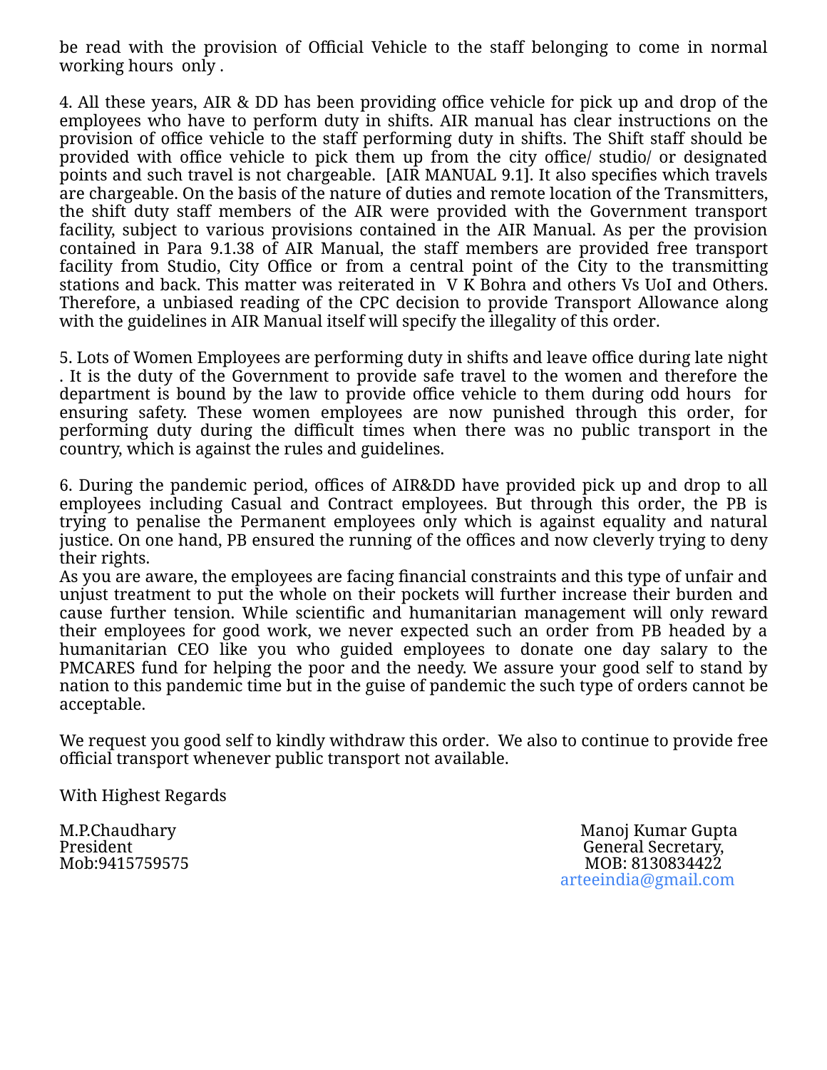be read with the provision of Official Vehicle to the staff belonging to come in normal working hours only .

4. All these years, AIR & DD has been providing office vehicle for pick up and drop of the employees who have to perform duty in shifts. AIR manual has clear instructions on the provision of office vehicle to the staff performing duty in shifts. The Shift staff should be provided with office vehicle to pick them up from the city office/ studio/ or designated points and such travel is not chargeable. [AIR MANUAL 9.1]. It also specifies which travels are chargeable. On the basis of the nature of duties and remote location of the Transmitters, the shift duty staff members of the AIR were provided with the Government transport facility, subject to various provisions contained in the AIR Manual. As per the provision contained in Para 9.1.38 of AIR Manual, the staff members are provided free transport facility from Studio, City Office or from a central point of the City to the transmitting stations and back. This matter was reiterated in V K Bohra and others Vs UoI and Others. Therefore, a unbiased reading of the CPC decision to provide Transport Allowance along with the guidelines in AIR Manual itself will specify the illegality of this order.

5. Lots of Women Employees are performing duty in shifts and leave office during late night . It is the duty of the Government to provide safe travel to the women and therefore the department is bound by the law to provide office vehicle to them during odd hours for ensuring safety. These women employees are now punished through this order, for performing duty during the difficult times when there was no public transport in the country, which is against the rules and guidelines.

6. During the pandemic period, offices of AIR&DD have provided pick up and drop to all employees including Casual and Contract employees. But through this order, the PB is trying to penalise the Permanent employees only which is against equality and natural justice. On one hand, PB ensured the running of the offices and now cleverly trying to deny their rights.
As you are aware, the employees are facing financial constraints and this type of unfair and unjust treatment to put the whole on their pockets will further increase their burden and cause further tension. While scientific and humanitarian management will only reward their employees for good work, we never expected such an order from PB headed by a humanitarian CEO like you who guided employees to donate one day salary to the PMCARES fund for helping the poor and the needy. We assure your good self to stand by nation to this pandemic time but in the guise of pandemic the such type of orders cannot be acceptable.

We request you good self to kindly withdraw this order. We also to continue to provide free official transport whenever public transport not available.

With Highest Regards

M.P.Chaudhary
President
Mob:9415759575

Manoj Kumar Gupta
General Secretary,
MOB: 8130834422
arteeindia@gmail.com